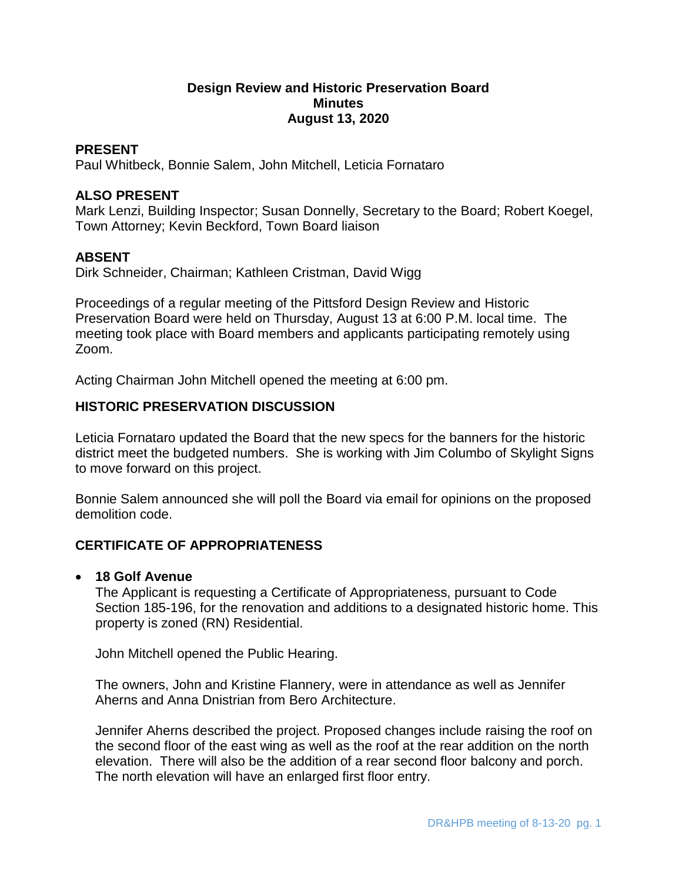# Design Review and Historic Preservation Board
## Minutes
## August 13, 2020

**PRESENT**
Paul Whitbeck, Bonnie Salem, John Mitchell, Leticia Fornataro

**ALSO PRESENT**
Mark Lenzi, Building Inspector; Susan Donnelly, Secretary to the Board; Robert Koegel, Town Attorney; Kevin Beckford, Town Board liaison

**ABSENT**
Dirk Schneider, Chairman; Kathleen Cristman, David Wigg

Proceedings of a regular meeting of the Pittsford Design Review and Historic Preservation Board were held on Thursday, August 13 at 6:00 P.M. local time. The meeting took place with Board members and applicants participating remotely using Zoom.

Acting Chairman John Mitchell opened the meeting at 6:00 pm.

**HISTORIC PRESERVATION DISCUSSION**

Leticia Fornataro updated the Board that the new specs for the banners for the historic district meet the budgeted numbers. She is working with Jim Columbo of Skylight Signs to move forward on this project.

Bonnie Salem announced she will poll the Board via email for opinions on the proposed demolition code.

**CERTIFICATE OF APPROPRIATENESS**

- **18 Golf Avenue**
  The Applicant is requesting a Certificate of Appropriateness, pursuant to Code Section 185-196, for the renovation and additions to a designated historic home. This property is zoned (RN) Residential.

  John Mitchell opened the Public Hearing.

  The owners, John and Kristine Flannery, were in attendance as well as Jennifer Aherns and Anna Dnistrian from Bero Architecture.

  Jennifer Aherns described the project. Proposed changes include raising the roof on the second floor of the east wing as well as the roof at the rear addition on the north elevation. There will also be the addition of a rear second floor balcony and porch. The north elevation will have an enlarged first floor entry.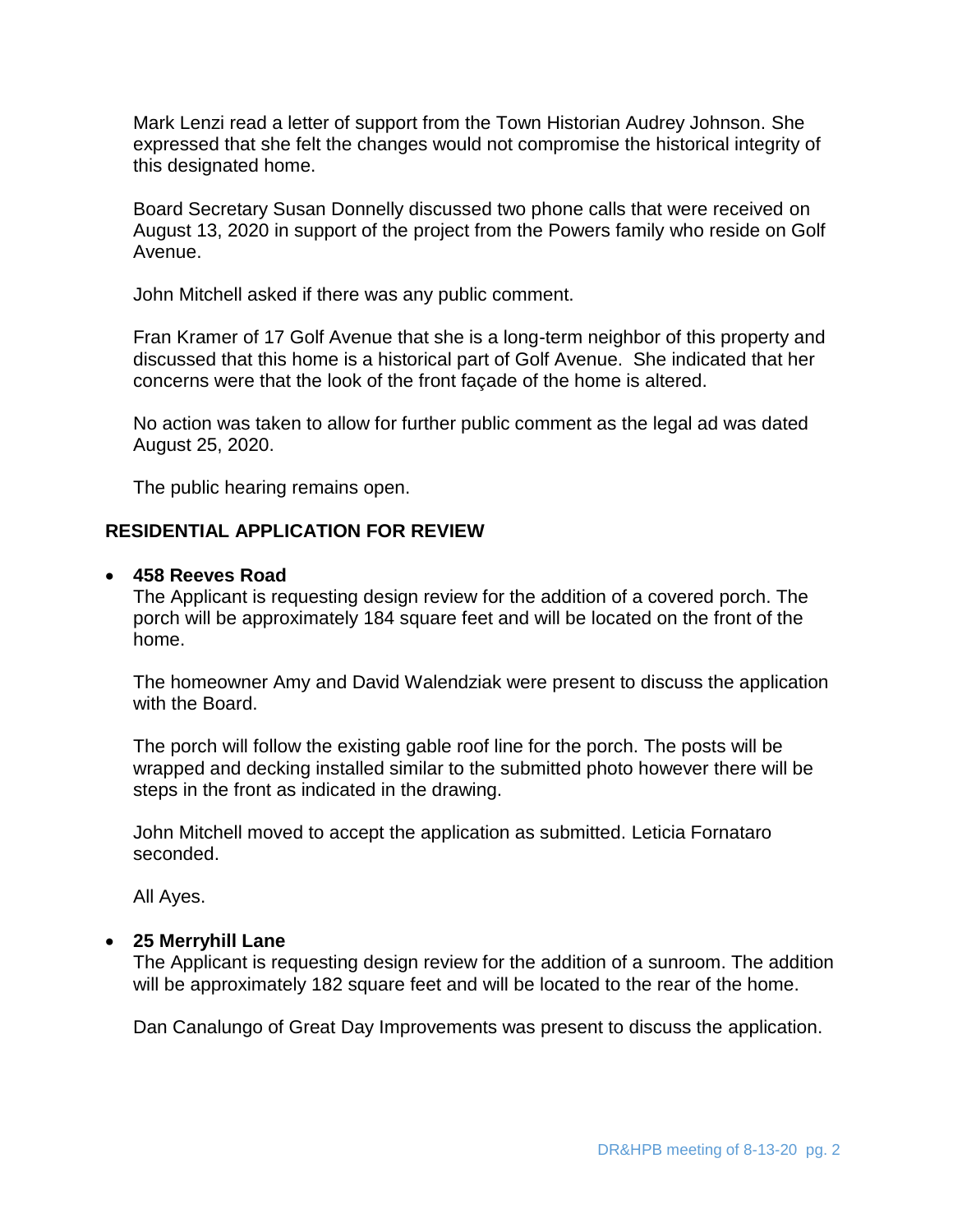Mark Lenzi read a letter of support from the Town Historian Audrey Johnson. She expressed that she felt the changes would not compromise the historical integrity of this designated home.

Board Secretary Susan Donnelly discussed two phone calls that were received on August 13, 2020 in support of the project from the Powers family who reside on Golf Avenue.

John Mitchell asked if there was any public comment.

Fran Kramer of 17 Golf Avenue that she is a long-term neighbor of this property and discussed that this home is a historical part of Golf Avenue. She indicated that her concerns were that the look of the front façade of the home is altered.

No action was taken to allow for further public comment as the legal ad was dated August 25, 2020.

The public hearing remains open.

## RESIDENTIAL APPLICATION FOR REVIEW

- **458 Reeves Road**

  The Applicant is requesting design review for the addition of a covered porch. The porch will be approximately 184 square feet and will be located on the front of the home.

  The homeowner Amy and David Walendziak were present to discuss the application with the Board.

  The porch will follow the existing gable roof line for the porch. The posts will be wrapped and decking installed similar to the submitted photo however there will be steps in the front as indicated in the drawing.

  John Mitchell moved to accept the application as submitted. Leticia Fornataro seconded.

  All Ayes.

- **25 Merryhill Lane**

  The Applicant is requesting design review for the addition of a sunroom. The addition will be approximately 182 square feet and will be located to the rear of the home.

  Dan Canalungo of Great Day Improvements was present to discuss the application.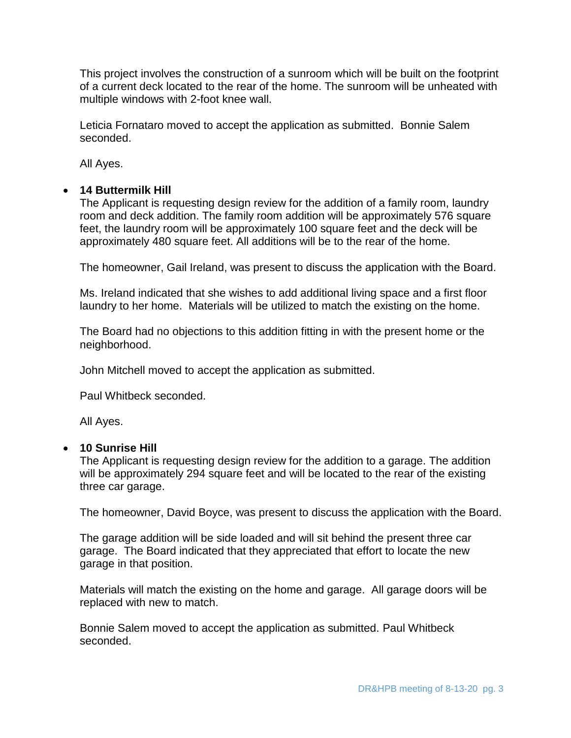This project involves the construction of a sunroom which will be built on the footprint of a current deck located to the rear of the home. The sunroom will be unheated with multiple windows with 2-foot knee wall.

Leticia Fornataro moved to accept the application as submitted. Bonnie Salem seconded.

All Ayes.

- **14 Buttermilk Hill**

  The Applicant is requesting design review for the addition of a family room, laundry room and deck addition. The family room addition will be approximately 576 square feet, the laundry room will be approximately 100 square feet and the deck will be approximately 480 square feet. All additions will be to the rear of the home.

  The homeowner, Gail Ireland, was present to discuss the application with the Board.

  Ms. Ireland indicated that she wishes to add additional living space and a first floor laundry to her home. Materials will be utilized to match the existing on the home.

  The Board had no objections to this addition fitting in with the present home or the neighborhood.

  John Mitchell moved to accept the application as submitted.

  Paul Whitbeck seconded.

  All Ayes.

- **10 Sunrise Hill**

  The Applicant is requesting design review for the addition to a garage. The addition will be approximately 294 square feet and will be located to the rear of the existing three car garage.

  The homeowner, David Boyce, was present to discuss the application with the Board.

  The garage addition will be side loaded and will sit behind the present three car garage. The Board indicated that they appreciated that effort to locate the new garage in that position.

  Materials will match the existing on the home and garage. All garage doors will be replaced with new to match.

  Bonnie Salem moved to accept the application as submitted. Paul Whitbeck seconded.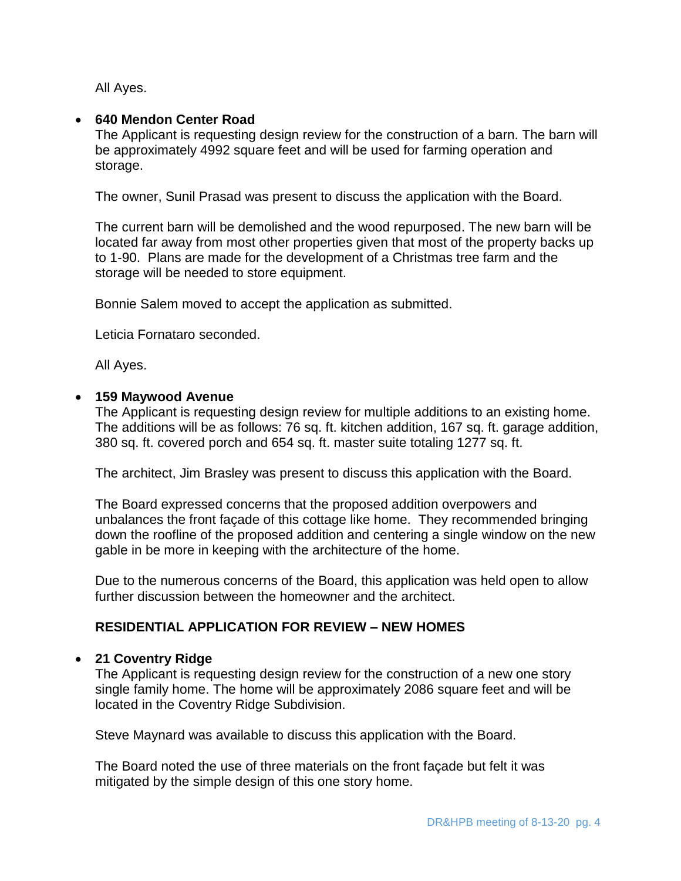All Ayes.

- **640 Mendon Center Road**

  The Applicant is requesting design review for the construction of a barn. The barn will be approximately 4992 square feet and will be used for farming operation and storage.

  The owner, Sunil Prasad was present to discuss the application with the Board.

  The current barn will be demolished and the wood repurposed. The new barn will be located far away from most other properties given that most of the property backs up to 1-90. Plans are made for the development of a Christmas tree farm and the storage will be needed to store equipment.

  Bonnie Salem moved to accept the application as submitted.

  Leticia Fornataro seconded.

  All Ayes.

- **159 Maywood Avenue**

  The Applicant is requesting design review for multiple additions to an existing home. The additions will be as follows: 76 sq. ft. kitchen addition, 167 sq. ft. garage addition, 380 sq. ft. covered porch and 654 sq. ft. master suite totaling 1277 sq. ft.

  The architect, Jim Brasley was present to discuss this application with the Board.

  The Board expressed concerns that the proposed addition overpowers and unbalances the front façade of this cottage like home. They recommended bringing down the roofline of the proposed addition and centering a single window on the new gable in be more in keeping with the architecture of the home.

  Due to the numerous concerns of the Board, this application was held open to allow further discussion between the homeowner and the architect.

**RESIDENTIAL APPLICATION FOR REVIEW – NEW HOMES**

- **21 Coventry Ridge**

  The Applicant is requesting design review for the construction of a new one story single family home. The home will be approximately 2086 square feet and will be located in the Coventry Ridge Subdivision.

  Steve Maynard was available to discuss this application with the Board.

  The Board noted the use of three materials on the front façade but felt it was mitigated by the simple design of this one story home.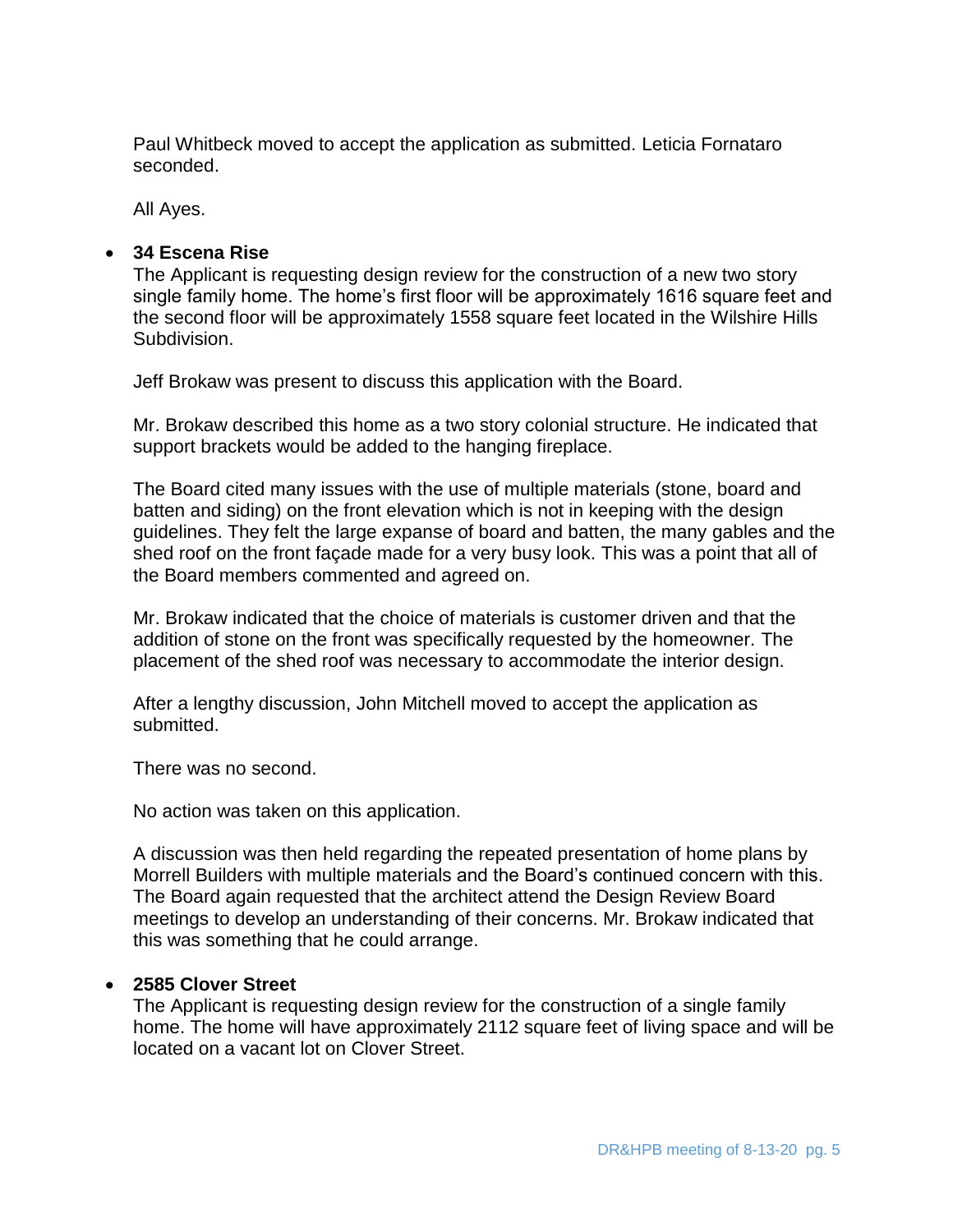Paul Whitbeck moved to accept the application as submitted. Leticia Fornataro seconded.

All Ayes.

- **34 Escena Rise**

  The Applicant is requesting design review for the construction of a new two story single family home. The home's first floor will be approximately 1616 square feet and the second floor will be approximately 1558 square feet located in the Wilshire Hills Subdivision.

  Jeff Brokaw was present to discuss this application with the Board.

  Mr. Brokaw described this home as a two story colonial structure. He indicated that support brackets would be added to the hanging fireplace.

  The Board cited many issues with the use of multiple materials (stone, board and batten and siding) on the front elevation which is not in keeping with the design guidelines. They felt the large expanse of board and batten, the many gables and the shed roof on the front façade made for a very busy look. This was a point that all of the Board members commented and agreed on.

  Mr. Brokaw indicated that the choice of materials is customer driven and that the addition of stone on the front was specifically requested by the homeowner. The placement of the shed roof was necessary to accommodate the interior design.

  After a lengthy discussion, John Mitchell moved to accept the application as submitted.

  There was no second.

  No action was taken on this application.

  A discussion was then held regarding the repeated presentation of home plans by Morrell Builders with multiple materials and the Board's continued concern with this. The Board again requested that the architect attend the Design Review Board meetings to develop an understanding of their concerns. Mr. Brokaw indicated that this was something that he could arrange.

- **2585 Clover Street**

  The Applicant is requesting design review for the construction of a single family home. The home will have approximately 2112 square feet of living space and will be located on a vacant lot on Clover Street.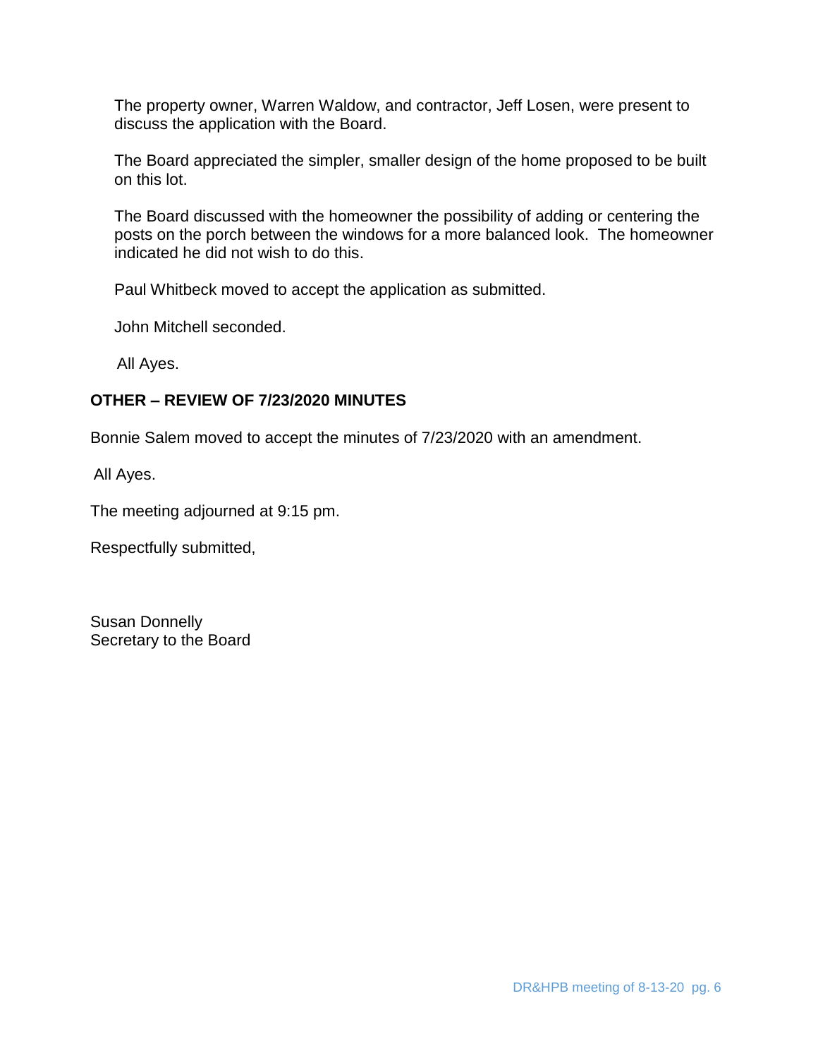The property owner, Warren Waldow, and contractor, Jeff Losen, were present to discuss the application with the Board.

The Board appreciated the simpler, smaller design of the home proposed to be built on this lot.

The Board discussed with the homeowner the possibility of adding or centering the posts on the porch between the windows for a more balanced look. The homeowner indicated he did not wish to do this.

Paul Whitbeck moved to accept the application as submitted.

John Mitchell seconded.

All Ayes.

**OTHER – REVIEW OF 7/23/2020 MINUTES**

Bonnie Salem moved to accept the minutes of 7/23/2020 with an amendment.

All Ayes.

The meeting adjourned at 9:15 pm.

Respectfully submitted,

Susan Donnelly
Secretary to the Board